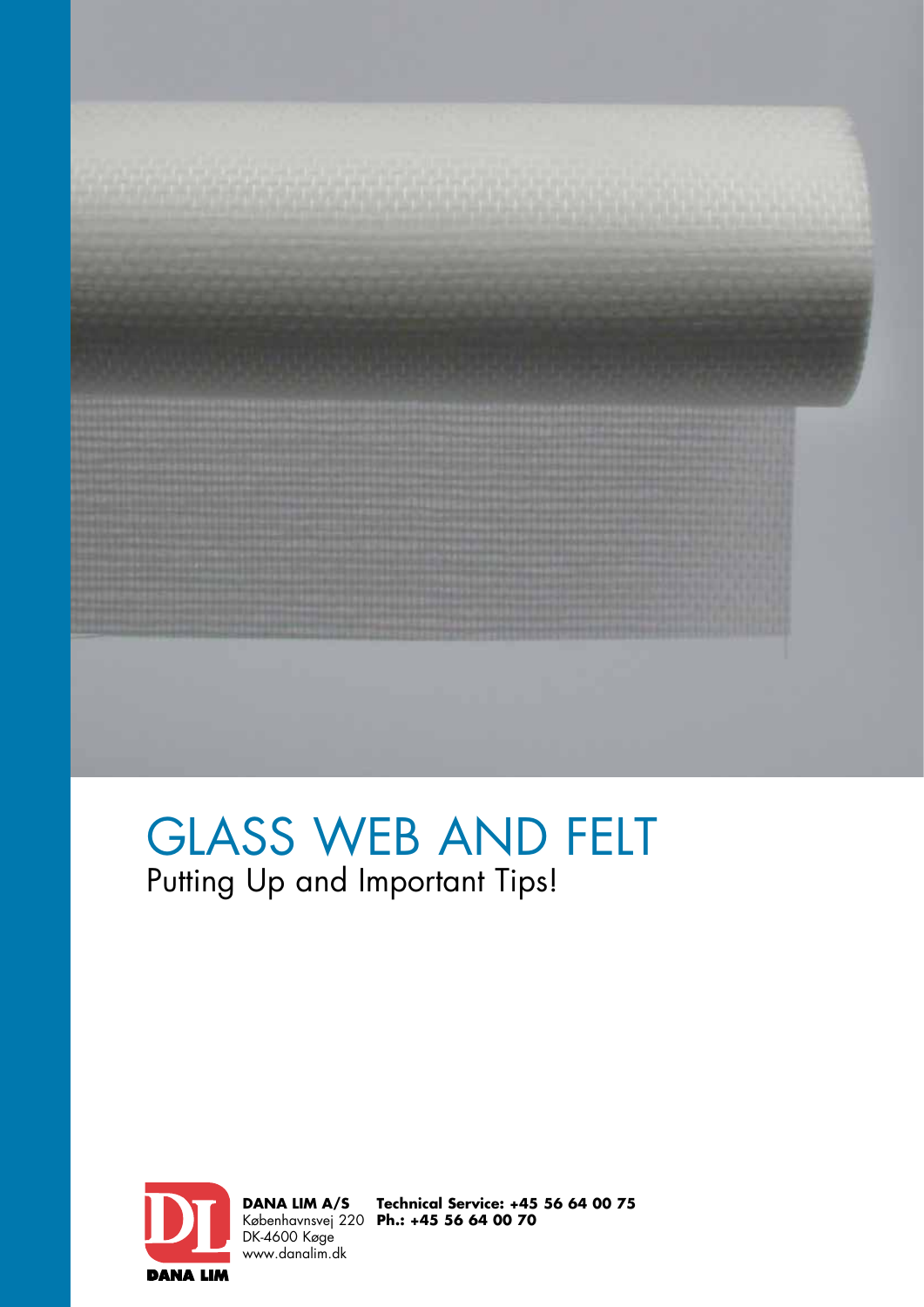# GLASS WEB AND FELT

## Putting Up and Important Tips!

**DANA LIM A/S**
Københavnsvej 220
DK-4600 Køge
www.danalim.dk

**Technical Service: +45 56 64 00 75**
**Ph.: +45 56 64 00 70**

**DANA LIM**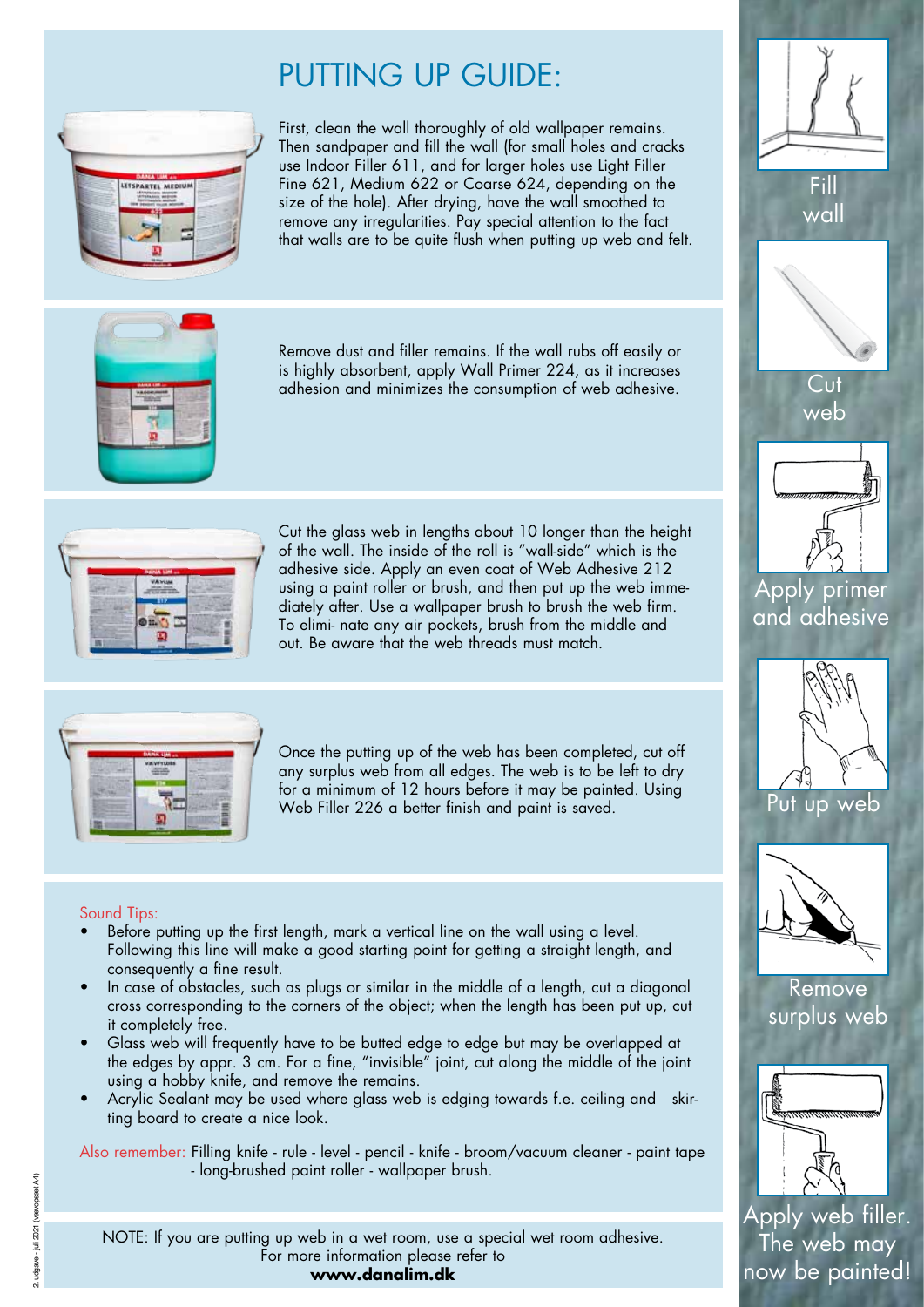# PUTTING UP GUIDE:

First, clean the wall thoroughly of old wallpaper remains. Then sandpaper and fill the wall (for small holes and cracks use Indoor Filler 611, and for larger holes use Light Filler Fine 621, Medium 622 or Coarse 624, depending on the size of the hole). After drying, have the wall smoothed to remove any irregularities. Pay special attention to the fact that walls are to be quite flush when putting up web and felt.

Remove dust and filler remains. If the wall rubs off easily or is highly absorbent, apply Wall Primer 224, as it increases adhesion and minimizes the consumption of web adhesive.

Cut the glass web in lengths about 10 longer than the height of the wall. The inside of the roll is "wall-side" which is the adhesive side. Apply an even coat of Web Adhesive 212 using a paint roller or brush, and then put up the web immediately after. Use a wallpaper brush to brush the web firm. To elimi- nate any air pockets, brush from the middle and out. Be aware that the web threads must match.

Once the putting up of the web has been completed, cut off any surplus web from all edges. The web is to be left to dry for a minimum of 12 hours before it may be painted. Using Web Filler 226 a better finish and paint is saved.

Sound Tips:

- Before putting up the first length, mark a vertical line on the wall using a level. Following this line will make a good starting point for getting a straight length, and consequently a fine result.
- In case of obstacles, such as plugs or similar in the middle of a length, cut a diagonal cross corresponding to the corners of the object; when the length has been put up, cut it completely free.
- Glass web will frequently have to be butted edge to edge but may be overlapped at the edges by appr. 3 cm. For a fine, "invisible" joint, cut along the middle of the joint using a hobby knife, and remove the remains.
- Acrylic Sealant may be used where glass web is edging towards f.e. ceiling and skirting board to create a nice look.

Also remember: Filling knife - rule - level - pencil - knife - broom/vacuum cleaner - paint tape - long-brushed paint roller - wallpaper brush.

NOTE: If you are putting up web in a wet room, use a special wet room adhesive.
For more information please refer to
**www.danalim.dk**

Fill wall

Cut web

Apply primer and adhesive

Put up web

Remove surplus web

Apply web filler. The web may now be painted!